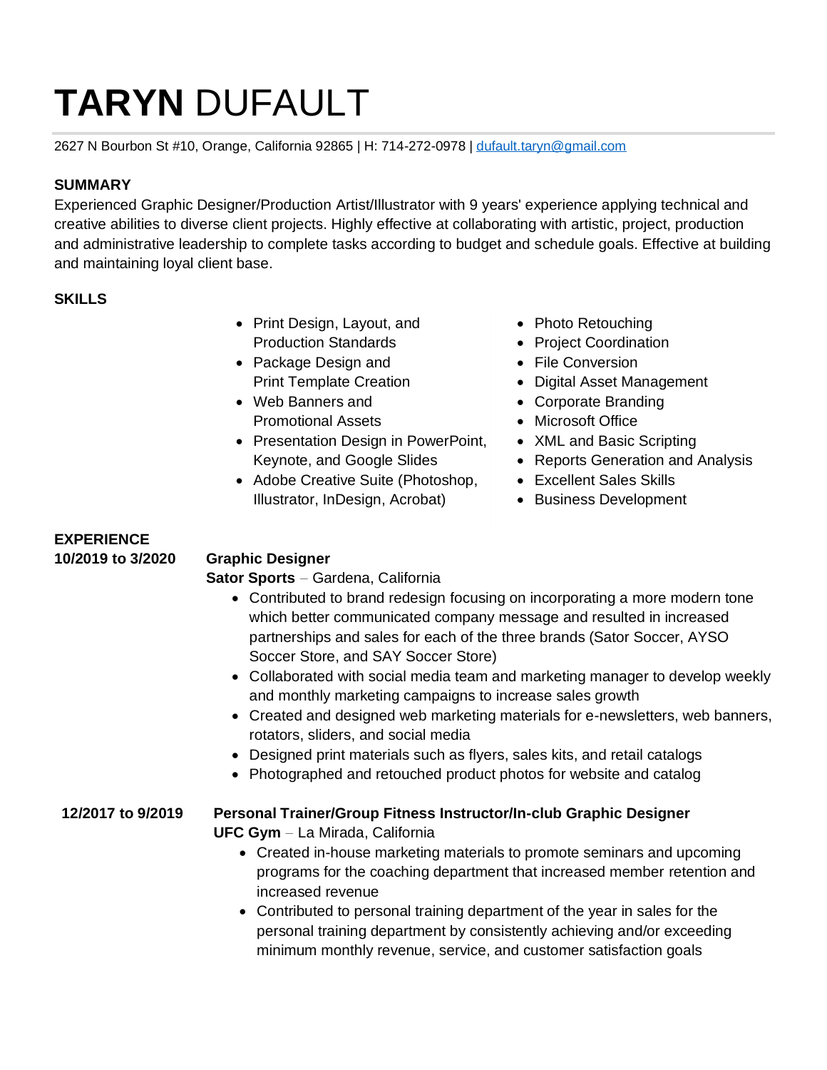# **TARYN** DUFAULT

2627 N Bourbon St #10, Orange, California 92865 | H: 714-272-0978 | dufault.taryn@gmail.com

## SUMMARY

Experienced Graphic Designer/Production Artist/Illustrator with 9 years' experience applying technical and creative abilities to diverse client projects. Highly effective at collaborating with artistic, project, production and administrative leadership to complete tasks according to budget and schedule goals. Effective at building and maintaining loyal client base.

## SKILLS

- Print Design, Layout, and Production Standards
- Package Design and Print Template Creation
- Web Banners and Promotional Assets
- Presentation Design in PowerPoint, Keynote, and Google Slides
- Adobe Creative Suite (Photoshop, Illustrator, InDesign, Acrobat)
- Photo Retouching
- Project Coordination
- File Conversion
- Digital Asset Management
- Corporate Branding
- Microsoft Office
- XML and Basic Scripting
- Reports Generation and Analysis
- Excellent Sales Skills
- Business Development

## EXPERIENCE

**10/2019 to 3/2020**

**Graphic Designer**
**Sator Sports** – Gardena, California

- Contributed to brand redesign focusing on incorporating a more modern tone which better communicated company message and resulted in increased partnerships and sales for each of the three brands (Sator Soccer, AYSO Soccer Store, and SAY Soccer Store)
- Collaborated with social media team and marketing manager to develop weekly and monthly marketing campaigns to increase sales growth
- Created and designed web marketing materials for e-newsletters, web banners, rotators, sliders, and social media
- Designed print materials such as flyers, sales kits, and retail catalogs
- Photographed and retouched product photos for website and catalog

**12/2017 to 9/2019**

**Personal Trainer/Group Fitness Instructor/In-club Graphic Designer**
**UFC Gym** – La Mirada, California

- Created in-house marketing materials to promote seminars and upcoming programs for the coaching department that increased member retention and increased revenue
- Contributed to personal training department of the year in sales for the personal training department by consistently achieving and/or exceeding minimum monthly revenue, service, and customer satisfaction goals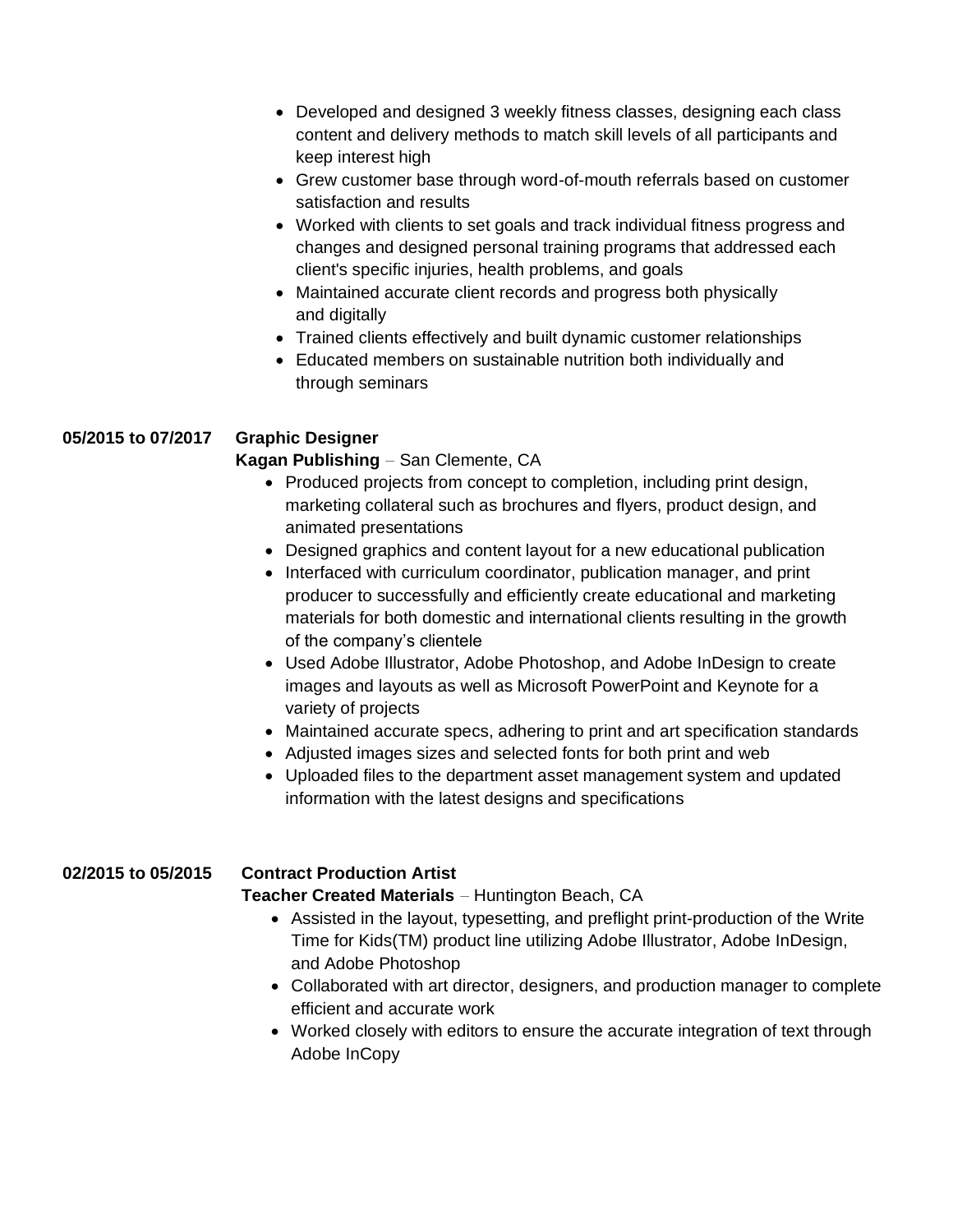- Developed and designed 3 weekly fitness classes, designing each class content and delivery methods to match skill levels of all participants and keep interest high
- Grew customer base through word-of-mouth referrals based on customer satisfaction and results
- Worked with clients to set goals and track individual fitness progress and changes and designed personal training programs that addressed each client's specific injuries, health problems, and goals
- Maintained accurate client records and progress both physically and digitally
- Trained clients effectively and built dynamic customer relationships
- Educated members on sustainable nutrition both individually and through seminars

**05/2015 to 07/2017** **Graphic Designer**
**Kagan Publishing** – San Clemente, CA

- Produced projects from concept to completion, including print design, marketing collateral such as brochures and flyers, product design, and animated presentations
- Designed graphics and content layout for a new educational publication
- Interfaced with curriculum coordinator, publication manager, and print producer to successfully and efficiently create educational and marketing materials for both domestic and international clients resulting in the growth of the company's clientele
- Used Adobe Illustrator, Adobe Photoshop, and Adobe InDesign to create images and layouts as well as Microsoft PowerPoint and Keynote for a variety of projects
- Maintained accurate specs, adhering to print and art specification standards
- Adjusted images sizes and selected fonts for both print and web
- Uploaded files to the department asset management system and updated information with the latest designs and specifications

**02/2015 to 05/2015** **Contract Production Artist**
**Teacher Created Materials** – Huntington Beach, CA

- Assisted in the layout, typesetting, and preflight print-production of the Write Time for Kids(TM) product line utilizing Adobe Illustrator, Adobe InDesign, and Adobe Photoshop
- Collaborated with art director, designers, and production manager to complete efficient and accurate work
- Worked closely with editors to ensure the accurate integration of text through Adobe InCopy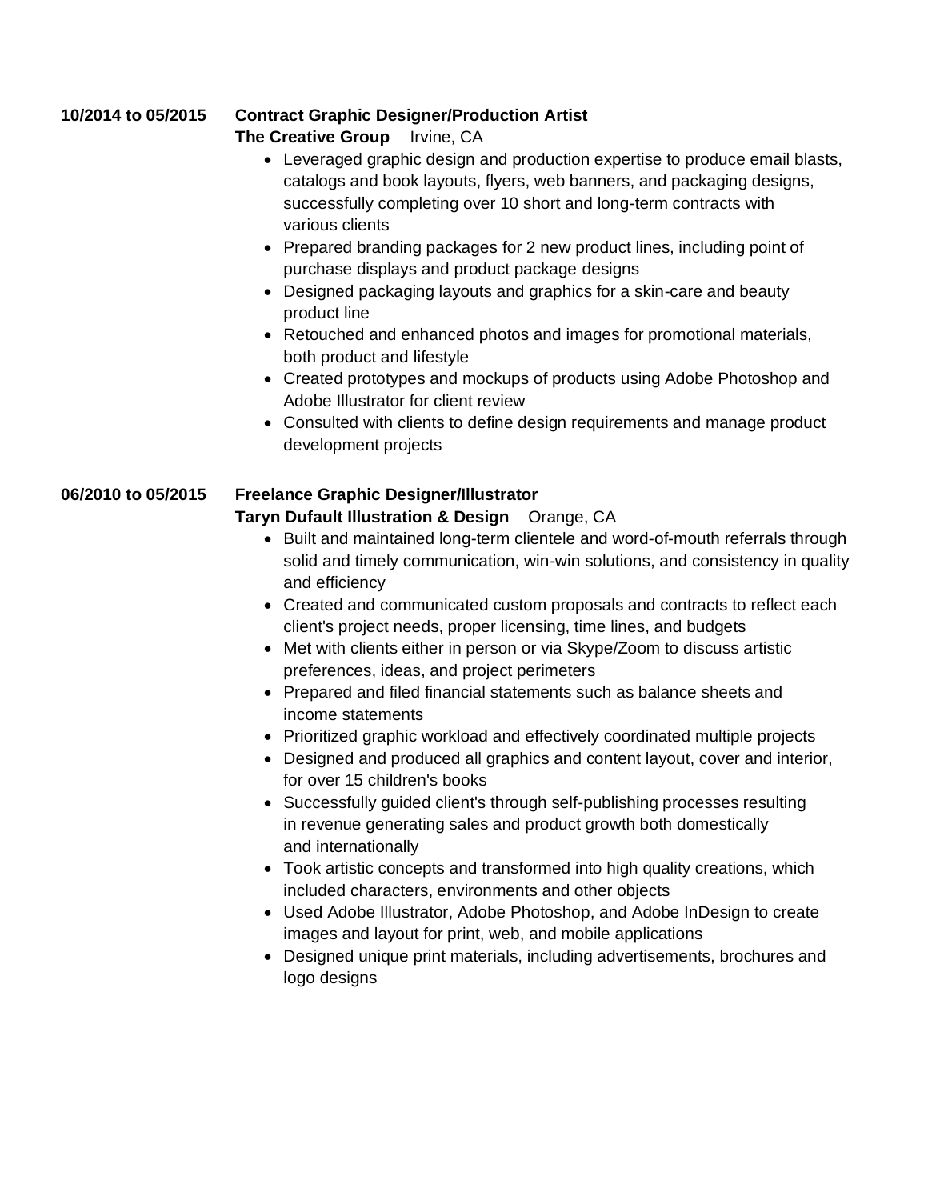**10/2014 to 05/2015** **Contract Graphic Designer/Production Artist**
**The Creative Group** – Irvine, CA

- Leveraged graphic design and production expertise to produce email blasts, catalogs and book layouts, flyers, web banners, and packaging designs, successfully completing over 10 short and long-term contracts with various clients
- Prepared branding packages for 2 new product lines, including point of purchase displays and product package designs
- Designed packaging layouts and graphics for a skin-care and beauty product line
- Retouched and enhanced photos and images for promotional materials, both product and lifestyle
- Created prototypes and mockups of products using Adobe Photoshop and Adobe Illustrator for client review
- Consulted with clients to define design requirements and manage product development projects

**06/2010 to 05/2015** **Freelance Graphic Designer/Illustrator**
**Taryn Dufault Illustration & Design** – Orange, CA

- Built and maintained long-term clientele and word-of-mouth referrals through solid and timely communication, win-win solutions, and consistency in quality and efficiency
- Created and communicated custom proposals and contracts to reflect each client's project needs, proper licensing, time lines, and budgets
- Met with clients either in person or via Skype/Zoom to discuss artistic preferences, ideas, and project perimeters
- Prepared and filed financial statements such as balance sheets and income statements
- Prioritized graphic workload and effectively coordinated multiple projects
- Designed and produced all graphics and content layout, cover and interior, for over 15 children's books
- Successfully guided client's through self-publishing processes resulting in revenue generating sales and product growth both domestically and internationally
- Took artistic concepts and transformed into high quality creations, which included characters, environments and other objects
- Used Adobe Illustrator, Adobe Photoshop, and Adobe InDesign to create images and layout for print, web, and mobile applications
- Designed unique print materials, including advertisements, brochures and logo designs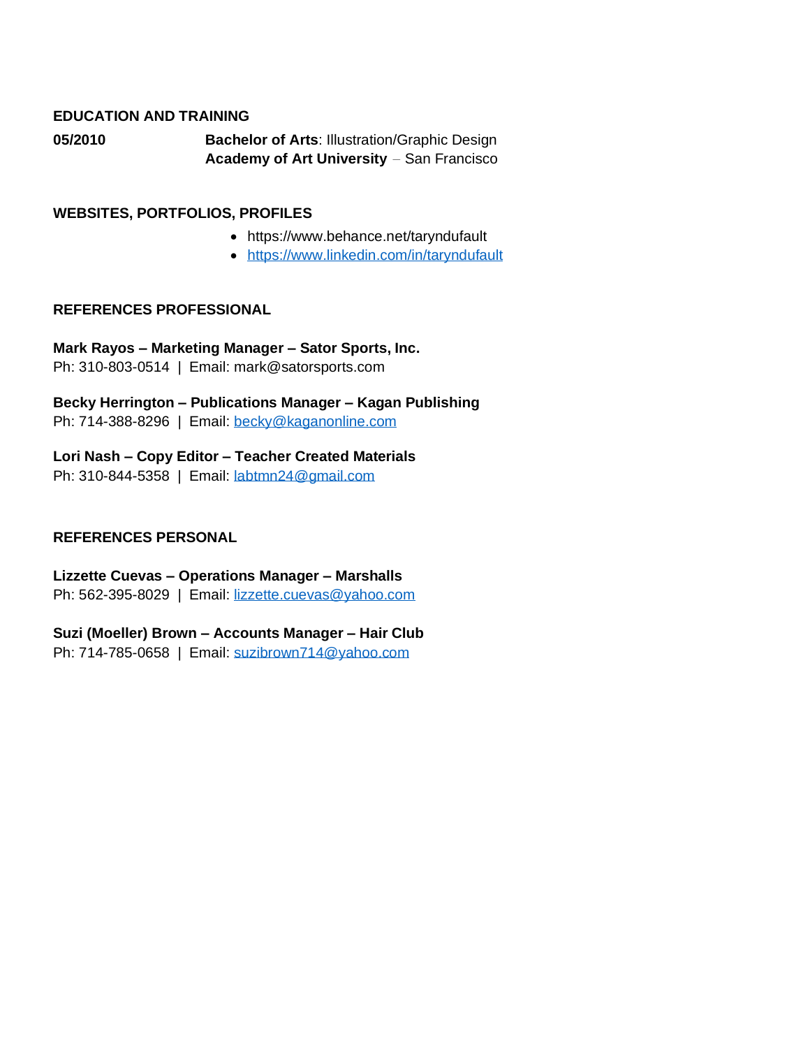## EDUCATION AND TRAINING

**05/2010** **Bachelor of Arts**: Illustration/Graphic Design
**Academy of Art University** – San Francisco

## WEBSITES, PORTFOLIOS, PROFILES

- https://www.behance.net/taryndufault
- https://www.linkedin.com/in/taryndufault

## REFERENCES PROFESSIONAL

**Mark Rayos – Marketing Manager – Sator Sports, Inc.**
Ph: 310-803-0514 | Email: mark@satorsports.com

**Becky Herrington – Publications Manager – Kagan Publishing**
Ph: 714-388-8296 | Email: becky@kaganonline.com

**Lori Nash – Copy Editor – Teacher Created Materials**
Ph: 310-844-5358 | Email: labtmn24@gmail.com

## REFERENCES PERSONAL

**Lizzette Cuevas – Operations Manager – Marshalls**
Ph: 562-395-8029 | Email: lizzette.cuevas@yahoo.com

**Suzi (Moeller) Brown – Accounts Manager – Hair Club**
Ph: 714-785-0658 | Email: suzibrown714@yahoo.com